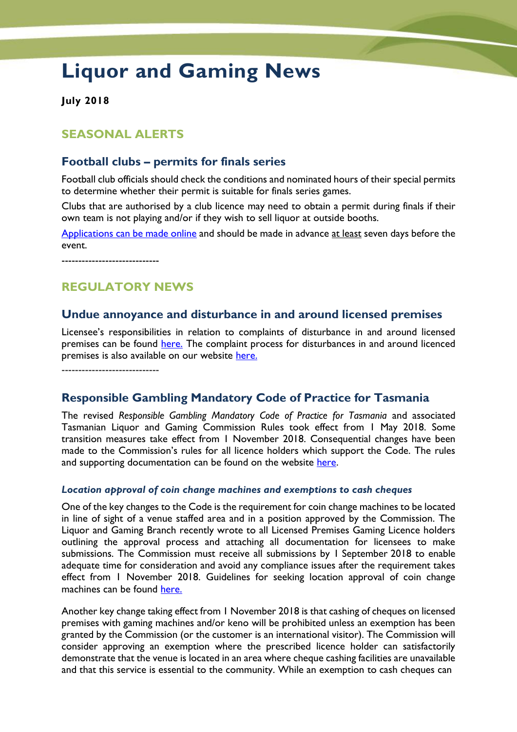# Liquor and Gaming News

**July 2018**

## SEASONAL ALERTS

### Football clubs – permits for finals series

Football club officials should check the conditions and nominated hours of their special permits to determine whether their permit is suitable for finals series games.

Clubs that are authorised by a club licence may need to obtain a permit during finals if their own team is not playing and/or if they wish to sell liquor at outside booths.

Applications can be made online and should be made in advance at least seven days before the event.

----------------------------

## REGULATORY NEWS

### Undue annoyance and disturbance in and around licensed premises

Licensee's responsibilities in relation to complaints of disturbance in and around licensed premises can be found here. The complaint process for disturbances in and around licenced premises is also available on our website here.

----------------------------

### Responsible Gambling Mandatory Code of Practice for Tasmania

The revised *Responsible Gambling Mandatory Code of Practice for Tasmania* and associated Tasmanian Liquor and Gaming Commission Rules took effect from 1 May 2018. Some transition measures take effect from 1 November 2018. Consequential changes have been made to the Commission's rules for all licence holders which support the Code. The rules and supporting documentation can be found on the website here.

#### *Location approval of coin change machines and exemptions to cash cheques*

One of the key changes to the Code is the requirement for coin change machines to be located in line of sight of a venue staffed area and in a position approved by the Commission. The Liquor and Gaming Branch recently wrote to all Licensed Premises Gaming Licence holders outlining the approval process and attaching all documentation for licensees to make submissions. The Commission must receive all submissions by 1 September 2018 to enable adequate time for consideration and avoid any compliance issues after the requirement takes effect from 1 November 2018. Guidelines for seeking location approval of coin change machines can be found here.

Another key change taking effect from 1 November 2018 is that cashing of cheques on licensed premises with gaming machines and/or keno will be prohibited unless an exemption has been granted by the Commission (or the customer is an international visitor). The Commission will consider approving an exemption where the prescribed licence holder can satisfactorily demonstrate that the venue is located in an area where cheque cashing facilities are unavailable and that this service is essential to the community. While an exemption to cash cheques can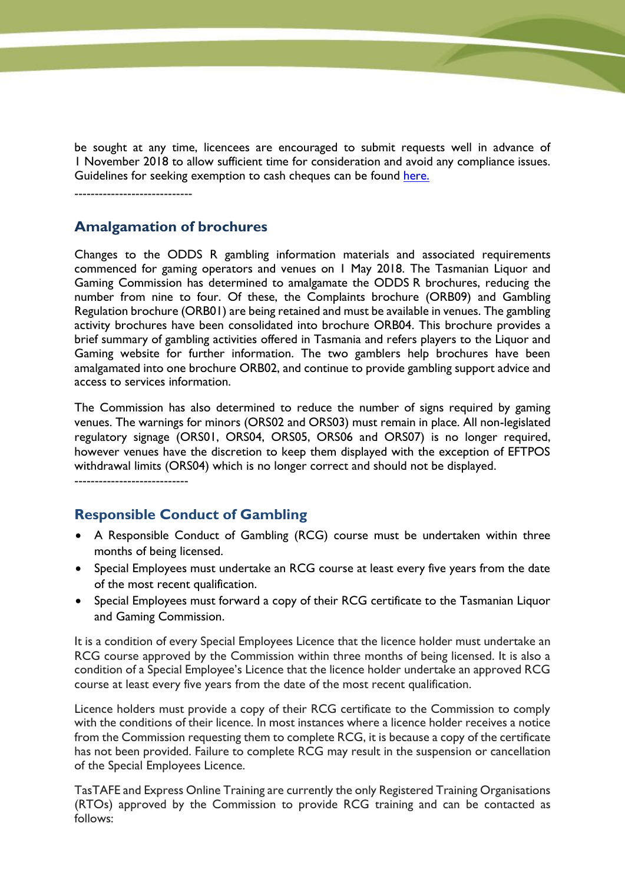be sought at any time, licencees are encouraged to submit requests well in advance of 1 November 2018 to allow sufficient time for consideration and avoid any compliance issues. Guidelines for seeking exemption to cash cheques can be found [here.]

----------------------------

## Amalgamation of brochures

Changes to the ODDS R gambling information materials and associated requirements commenced for gaming operators and venues on 1 May 2018. The Tasmanian Liquor and Gaming Commission has determined to amalgamate the ODDS R brochures, reducing the number from nine to four. Of these, the Complaints brochure (ORB09) and Gambling Regulation brochure (ORB01) are being retained and must be available in venues. The gambling activity brochures have been consolidated into brochure ORB04. This brochure provides a brief summary of gambling activities offered in Tasmania and refers players to the Liquor and Gaming website for further information. The two gamblers help brochures have been amalgamated into one brochure ORB02, and continue to provide gambling support advice and access to services information.

The Commission has also determined to reduce the number of signs required by gaming venues. The warnings for minors (ORS02 and ORS03) must remain in place. All non-legislated regulatory signage (ORS01, ORS04, ORS05, ORS06 and ORS07) is no longer required, however venues have the discretion to keep them displayed with the exception of EFTPOS withdrawal limits (ORS04) which is no longer correct and should not be displayed.

---------------------------

## Responsible Conduct of Gambling

- A Responsible Conduct of Gambling (RCG) course must be undertaken within three months of being licensed.
- Special Employees must undertake an RCG course at least every five years from the date of the most recent qualification.
- Special Employees must forward a copy of their RCG certificate to the Tasmanian Liquor and Gaming Commission.

It is a condition of every Special Employees Licence that the licence holder must undertake an RCG course approved by the Commission within three months of being licensed. It is also a condition of a Special Employee's Licence that the licence holder undertake an approved RCG course at least every five years from the date of the most recent qualification.

Licence holders must provide a copy of their RCG certificate to the Commission to comply with the conditions of their licence. In most instances where a licence holder receives a notice from the Commission requesting them to complete RCG, it is because a copy of the certificate has not been provided. Failure to complete RCG may result in the suspension or cancellation of the Special Employees Licence.

TasTAFE and Express Online Training are currently the only Registered Training Organisations (RTOs) approved by the Commission to provide RCG training and can be contacted as follows: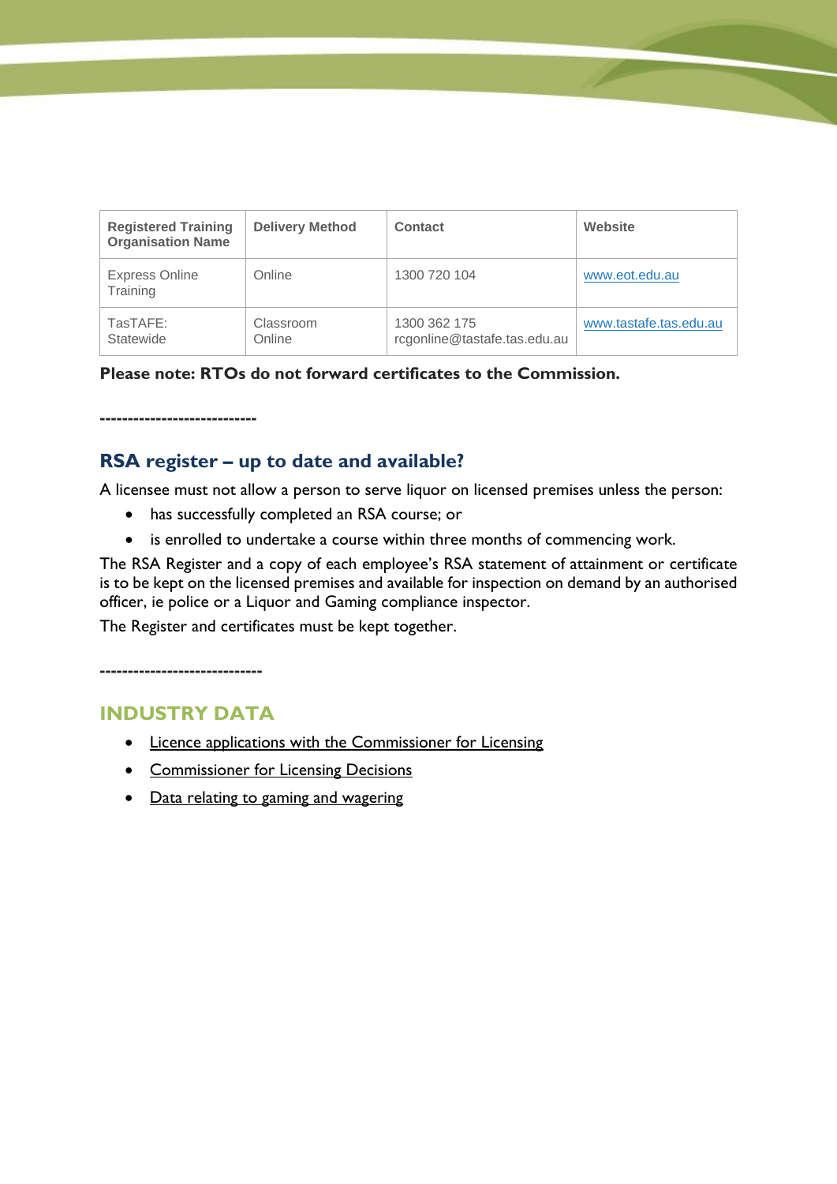| Registered Training Organisation Name | Delivery Method | Contact | Website |
| --- | --- | --- | --- |
| Express Online Training | Online | 1300 720 104 | www.eot.edu.au |
| TasTAFE: Statewide | Classroom Online | 1300 362 175 rcgonline@tastafe.tas.edu.au | www.tastafe.tas.edu.au |

**Please note: RTOs do not forward certificates to the Commission.**

---------------------------

## RSA register – up to date and available?

A licensee must not allow a person to serve liquor on licensed premises unless the person:

- has successfully completed an RSA course; or
- is enrolled to undertake a course within three months of commencing work.

The RSA Register and a copy of each employee's RSA statement of attainment or certificate is to be kept on the licensed premises and available for inspection on demand by an authorised officer, ie police or a Liquor and Gaming compliance inspector.

The Register and certificates must be kept together.

----------------------------

## INDUSTRY DATA

- Licence applications with the Commissioner for Licensing
- Commissioner for Licensing Decisions
- Data relating to gaming and wagering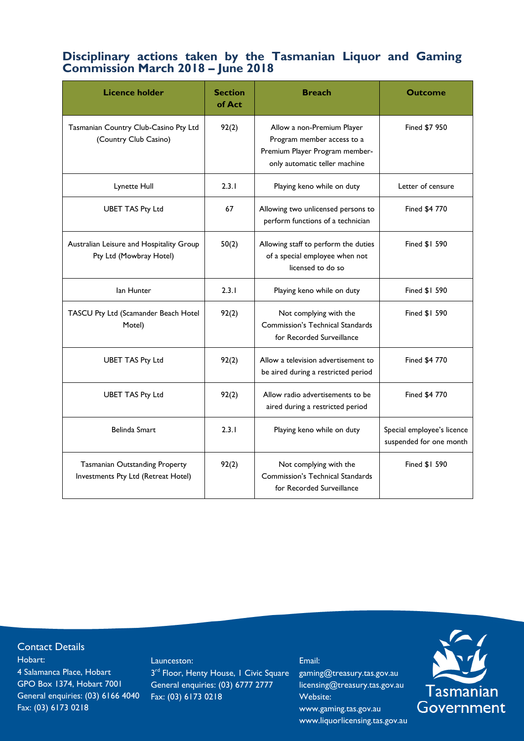## Disciplinary actions taken by the Tasmanian Liquor and Gaming Commission March 2018 – June 2018

| Licence holder | Section of Act | Breach | Outcome |
|---|---|---|---|
| Tasmanian Country Club-Casino Pty Ltd (Country Club Casino) | 92(2) | Allow a non-Premium Player Program member access to a Premium Player Program member-only automatic teller machine | Fined $7 950 |
| Lynette Hull | 2.3.1 | Playing keno while on duty | Letter of censure |
| UBET TAS Pty Ltd | 67 | Allowing two unlicensed persons to perform functions of a technician | Fined $4 770 |
| Australian Leisure and Hospitality Group Pty Ltd (Mowbray Hotel) | 50(2) | Allowing staff to perform the duties of a special employee when not licensed to do so | Fined $1 590 |
| Ian Hunter | 2.3.1 | Playing keno while on duty | Fined $1 590 |
| TASCU Pty Ltd (Scamander Beach Hotel Motel) | 92(2) | Not complying with the Commission's Technical Standards for Recorded Surveillance | Fined $1 590 |
| UBET TAS Pty Ltd | 92(2) | Allow a television advertisement to be aired during a restricted period | Fined $4 770 |
| UBET TAS Pty Ltd | 92(2) | Allow radio advertisements to be aired during a restricted period | Fined $4 770 |
| Belinda Smart | 2.3.1 | Playing keno while on duty | Special employee's licence suspended for one month |
| Tasmanian Outstanding Property Investments Pty Ltd (Retreat Hotel) | 92(2) | Not complying with the Commission's Technical Standards for Recorded Surveillance | Fined $1 590 |

Contact Details

Hobart:
4 Salamanca Place, Hobart
GPO Box 1374, Hobart 7001
General enquiries: (03) 6166 4040
Fax: (03) 6173 0218

Launceston:
3rd Floor, Henty House, 1 Civic Square
General enquiries: (03) 6777 2777
Fax: (03) 6173 0218

Email:
gaming@treasury.tas.gov.au
licensing@treasury.tas.gov.au
Website:
www.gaming.tas.gov.au
www.liquorlicensing.tas.gov.au

Tasmanian Government